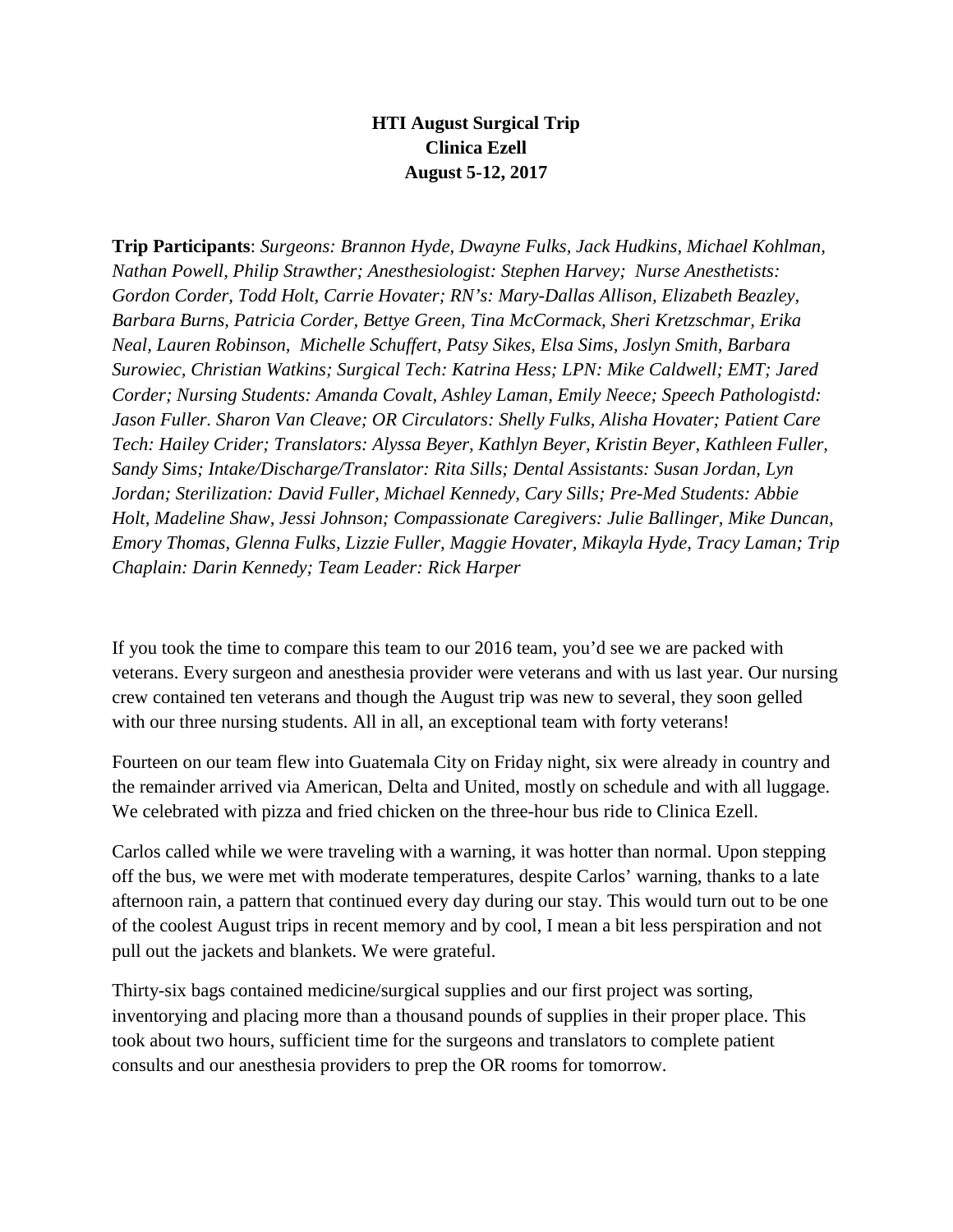**HTI August Surgical Trip**
**Clinica Ezell**
**August 5-12, 2017**

**Trip Participants**: *Surgeons: Brannon Hyde, Dwayne Fulks, Jack Hudkins, Michael Kohlman, Nathan Powell, Philip Strawther; Anesthesiologist: Stephen Harvey; Nurse Anesthetists: Gordon Corder, Todd Holt, Carrie Hovater; RN's: Mary-Dallas Allison, Elizabeth Beazley, Barbara Burns, Patricia Corder, Bettye Green, Tina McCormack, Sheri Kretzschmar, Erika Neal, Lauren Robinson, Michelle Schuffert, Patsy Sikes, Elsa Sims, Joslyn Smith, Barbara Surowiec, Christian Watkins; Surgical Tech: Katrina Hess; LPN: Mike Caldwell; EMT; Jared Corder; Nursing Students: Amanda Covalt, Ashley Laman, Emily Neece; Speech Pathologistd: Jason Fuller. Sharon Van Cleave; OR Circulators: Shelly Fulks, Alisha Hovater; Patient Care Tech: Hailey Crider; Translators: Alyssa Beyer, Kathlyn Beyer, Kristin Beyer, Kathleen Fuller, Sandy Sims; Intake/Discharge/Translator: Rita Sills; Dental Assistants: Susan Jordan, Lyn Jordan; Sterilization: David Fuller, Michael Kennedy, Cary Sills; Pre-Med Students: Abbie Holt, Madeline Shaw, Jessi Johnson; Compassionate Caregivers: Julie Ballinger, Mike Duncan, Emory Thomas, Glenna Fulks, Lizzie Fuller, Maggie Hovater, Mikayla Hyde, Tracy Laman; Trip Chaplain: Darin Kennedy; Team Leader: Rick Harper*

If you took the time to compare this team to our 2016 team, you'd see we are packed with veterans. Every surgeon and anesthesia provider were veterans and with us last year. Our nursing crew contained ten veterans and though the August trip was new to several, they soon gelled with our three nursing students. All in all, an exceptional team with forty veterans!

Fourteen on our team flew into Guatemala City on Friday night, six were already in country and the remainder arrived via American, Delta and United, mostly on schedule and with all luggage. We celebrated with pizza and fried chicken on the three-hour bus ride to Clinica Ezell.

Carlos called while we were traveling with a warning, it was hotter than normal. Upon stepping off the bus, we were met with moderate temperatures, despite Carlos' warning, thanks to a late afternoon rain, a pattern that continued every day during our stay. This would turn out to be one of the coolest August trips in recent memory and by cool, I mean a bit less perspiration and not pull out the jackets and blankets. We were grateful.

Thirty-six bags contained medicine/surgical supplies and our first project was sorting, inventorying and placing more than a thousand pounds of supplies in their proper place. This took about two hours, sufficient time for the surgeons and translators to complete patient consults and our anesthesia providers to prep the OR rooms for tomorrow.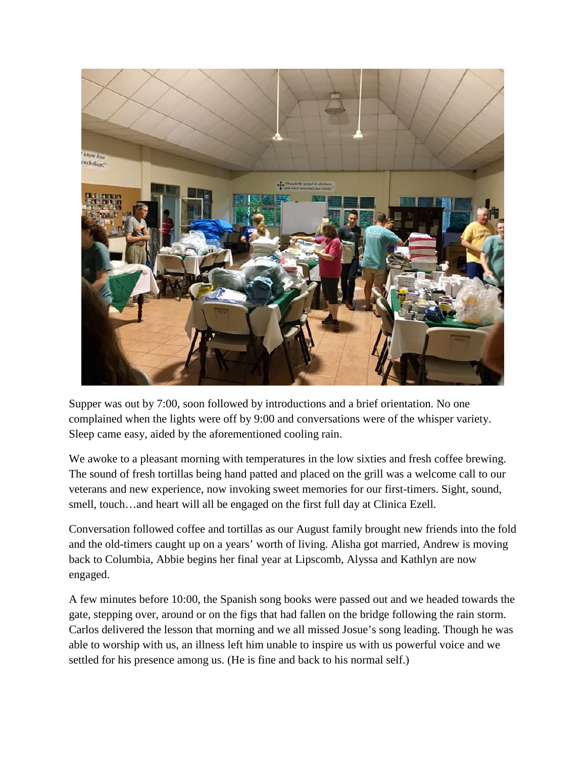Supper was out by 7:00, soon followed by introductions and a brief orientation. No one complained when the lights were off by 9:00 and conversations were of the whisper variety. Sleep came easy, aided by the aforementioned cooling rain.

We awoke to a pleasant morning with temperatures in the low sixties and fresh coffee brewing. The sound of fresh tortillas being hand patted and placed on the grill was a welcome call to our veterans and new experience, now invoking sweet memories for our first-timers. Sight, sound, smell, touch…and heart will all be engaged on the first full day at Clinica Ezell.

Conversation followed coffee and tortillas as our August family brought new friends into the fold and the old-timers caught up on a years' worth of living. Alisha got married, Andrew is moving back to Columbia, Abbie begins her final year at Lipscomb, Alyssa and Kathlyn are now engaged.

A few minutes before 10:00, the Spanish song books were passed out and we headed towards the gate, stepping over, around or on the figs that had fallen on the bridge following the rain storm. Carlos delivered the lesson that morning and we all missed Josue's song leading. Though he was able to worship with us, an illness left him unable to inspire us with us powerful voice and we settled for his presence among us. (He is fine and back to his normal self.)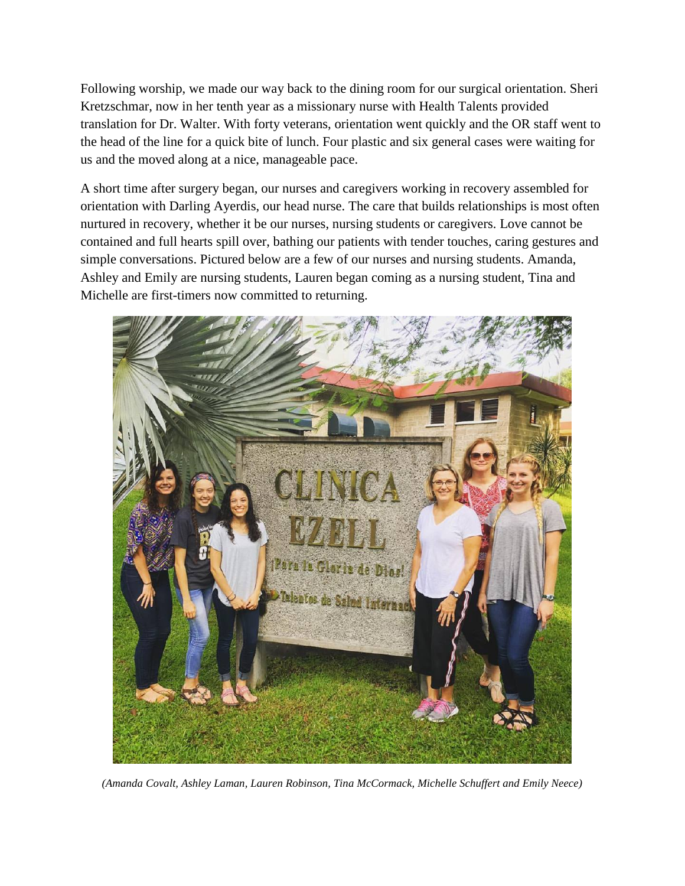Following worship, we made our way back to the dining room for our surgical orientation. Sheri Kretzschmar, now in her tenth year as a missionary nurse with Health Talents provided translation for Dr. Walter. With forty veterans, orientation went quickly and the OR staff went to the head of the line for a quick bite of lunch. Four plastic and six general cases were waiting for us and the moved along at a nice, manageable pace.

A short time after surgery began, our nurses and caregivers working in recovery assembled for orientation with Darling Ayerdis, our head nurse. The care that builds relationships is most often nurtured in recovery, whether it be our nurses, nursing students or caregivers. Love cannot be contained and full hearts spill over, bathing our patients with tender touches, caring gestures and simple conversations. Pictured below are a few of our nurses and nursing students. Amanda, Ashley and Emily are nursing students, Lauren began coming as a nursing student, Tina and Michelle are first-timers now committed to returning.

*(Amanda Covalt, Ashley Laman, Lauren Robinson, Tina McCormack, Michelle Schuffert and Emily Neece)*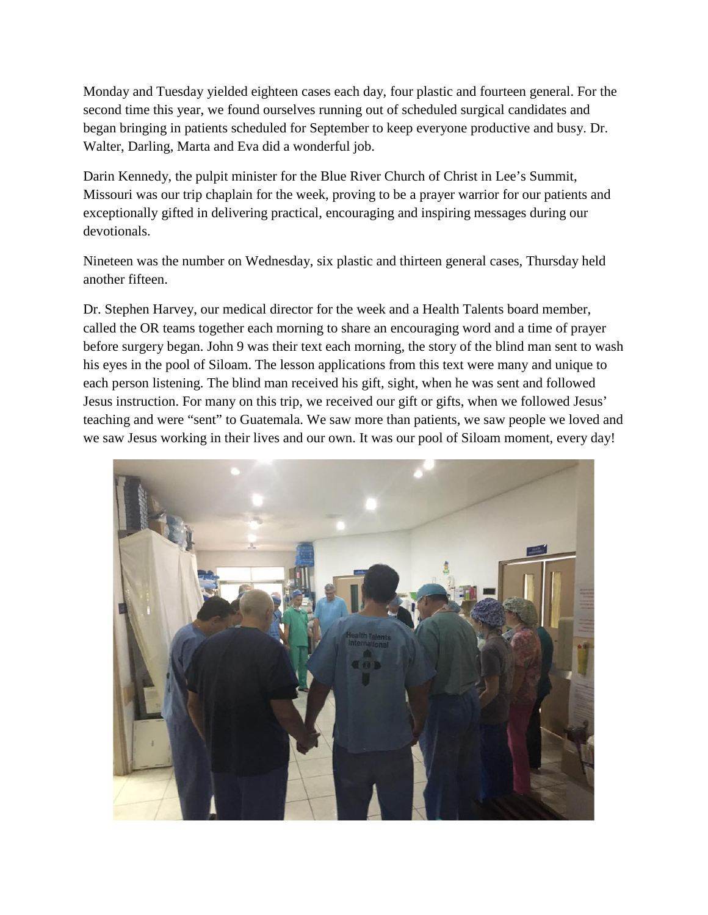Monday and Tuesday yielded eighteen cases each day, four plastic and fourteen general. For the second time this year, we found ourselves running out of scheduled surgical candidates and began bringing in patients scheduled for September to keep everyone productive and busy. Dr. Walter, Darling, Marta and Eva did a wonderful job.

Darin Kennedy, the pulpit minister for the Blue River Church of Christ in Lee's Summit, Missouri was our trip chaplain for the week, proving to be a prayer warrior for our patients and exceptionally gifted in delivering practical, encouraging and inspiring messages during our devotionals.

Nineteen was the number on Wednesday, six plastic and thirteen general cases, Thursday held another fifteen.

Dr. Stephen Harvey, our medical director for the week and a Health Talents board member, called the OR teams together each morning to share an encouraging word and a time of prayer before surgery began. John 9 was their text each morning, the story of the blind man sent to wash his eyes in the pool of Siloam. The lesson applications from this text were many and unique to each person listening. The blind man received his gift, sight, when he was sent and followed Jesus instruction. For many on this trip, we received our gift or gifts, when we followed Jesus' teaching and were "sent" to Guatemala. We saw more than patients, we saw people we loved and we saw Jesus working in their lives and our own. It was our pool of Siloam moment, every day!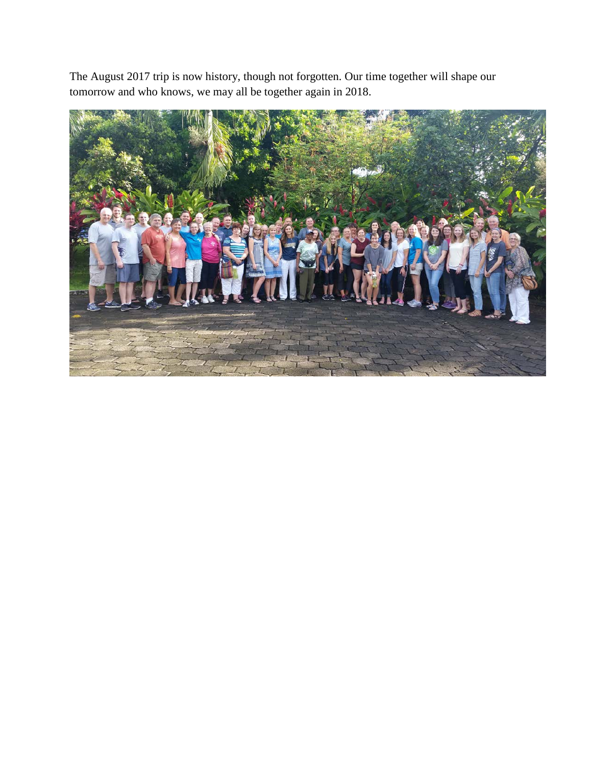The August 2017 trip is now history, though not forgotten. Our time together will shape our tomorrow and who knows, we may all be together again in 2018.